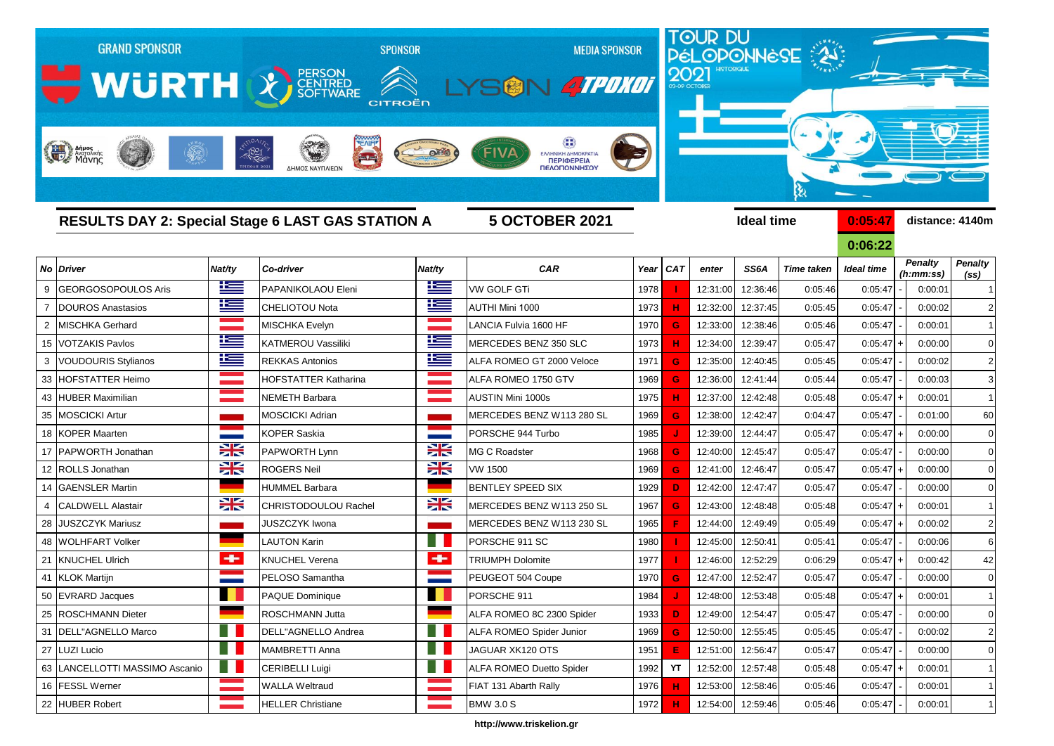GRAND SPONSOR WÜRTH — SPONSOR PERSON CENTRED SOFTWARE, CITROËN — MEDIA SPONSOR LYSON 4TPOXOI

TOUR DU PÉLOPONNÈSE 2021 HISTORIQUE 03-09 OCTOBER

## RESULTS DAY 2: Special Stage 6 LAST GAS STATION A

**5 OCTOBER 2021**

**Ideal time** 0:05:47 **distance: 4140m**

0:06:22

| No | Driver | Nat/ty | Co-driver | Nat/ty | CAR | Year | CAT | enter | SS6A | Time taken | Ideal time | | Penalty (h:mm:ss) | Penalty (ss) |
|---|---|---|---|---|---|---|---|---|---|---|---|---|---|---|
| 9 | GEORGOSOPOULOS Aris | | PAPANIKOLAOU Eleni | | VW GOLF GTi | 1978 | I | 12:31:00 | 12:36:46 | 0:05:46 | 0:05:47 | - | 0:00:01 | 1 |
| 7 | DOUROS Anastasios | | CHELIOTOU Nota | | AUTHI Mini 1000 | 1973 | H | 12:32:00 | 12:37:45 | 0:05:45 | 0:05:47 | - | 0:00:02 | 2 |
| 2 | MISCHKA Gerhard | | MISCHKA Evelyn | | LANCIA Fulvia 1600 HF | 1970 | G | 12:33:00 | 12:38:46 | 0:05:46 | 0:05:47 | - | 0:00:01 | 1 |
| 15 | VOTZAKIS Pavlos | | KATMEROU Vassiliki | | MERCEDES BENZ 350 SLC | 1973 | H | 12:34:00 | 12:39:47 | 0:05:47 | 0:05:47 | + | 0:00:00 | 0 |
| 3 | VOUDOURIS Stylianos | | REKKAS Antonios | | ALFA ROMEO GT 2000 Veloce | 1971 | G | 12:35:00 | 12:40:45 | 0:05:45 | 0:05:47 | - | 0:00:02 | 2 |
| 33 | HOFSTATTER Heimo | | HOFSTATTER Katharina | | ALFA ROMEO 1750 GTV | 1969 | G | 12:36:00 | 12:41:44 | 0:05:44 | 0:05:47 | - | 0:00:03 | 3 |
| 43 | HUBER Maximilian | | NEMETH Barbara | | AUSTIN Mini 1000s | 1975 | H | 12:37:00 | 12:42:48 | 0:05:48 | 0:05:47 | + | 0:00:01 | 1 |
| 35 | MOSCICKI Artur | | MOSCICKI Adrian | | MERCEDES BENZ W113 280 SL | 1969 | G | 12:38:00 | 12:42:47 | 0:04:47 | 0:05:47 | - | 0:01:00 | 60 |
| 18 | KOPER Maarten | | KOPER Saskia | | PORSCHE 944 Turbo | 1985 | J | 12:39:00 | 12:44:47 | 0:05:47 | 0:05:47 | + | 0:00:00 | 0 |
| 17 | PAPWORTH Jonathan | | PAPWORTH Lynn | | MG C Roadster | 1968 | G | 12:40:00 | 12:45:47 | 0:05:47 | 0:05:47 | - | 0:00:00 | 0 |
| 12 | ROLLS Jonathan | | ROGERS Neil | | VW 1500 | 1969 | G | 12:41:00 | 12:46:47 | 0:05:47 | 0:05:47 | + | 0:00:00 | 0 |
| 14 | GAENSLER Martin | | HUMMEL Barbara | | BENTLEY SPEED SIX | 1929 | D | 12:42:00 | 12:47:47 | 0:05:47 | 0:05:47 | - | 0:00:00 | 0 |
| 4 | CALDWELL Alastair | | CHRISTODOULOU Rachel | | MERCEDES BENZ W113 250 SL | 1967 | G | 12:43:00 | 12:48:48 | 0:05:48 | 0:05:47 | + | 0:00:01 | 1 |
| 28 | JUSZCZYK Mariusz | | JUSZCZYK Iwona | | MERCEDES BENZ W113 230 SL | 1965 | F | 12:44:00 | 12:49:49 | 0:05:49 | 0:05:47 | + | 0:00:02 | 2 |
| 48 | WOLHFART Volker | | LAUTON Karin | | PORSCHE 911 SC | 1980 | I | 12:45:00 | 12:50:41 | 0:05:41 | 0:05:47 | - | 0:00:06 | 6 |
| 21 | KNUCHEL Ulrich | | KNUCHEL Verena | | TRIUMPH Dolomite | 1977 | I | 12:46:00 | 12:52:29 | 0:06:29 | 0:05:47 | + | 0:00:42 | 42 |
| 41 | KLOK Martijn | | PELOSO Samantha | | PEUGEOT 504 Coupe | 1970 | G | 12:47:00 | 12:52:47 | 0:05:47 | 0:05:47 | - | 0:00:00 | 0 |
| 50 | EVRARD Jacques | | PAQUE Dominique | | PORSCHE 911 | 1984 | J | 12:48:00 | 12:53:48 | 0:05:48 | 0:05:47 | + | 0:00:01 | 1 |
| 25 | ROSCHMANN Dieter | | ROSCHMANN Jutta | | ALFA ROMEO 8C 2300 Spider | 1933 | D | 12:49:00 | 12:54:47 | 0:05:47 | 0:05:47 | - | 0:00:00 | 0 |
| 31 | DELL"AGNELLO Marco | | DELL"AGNELLO Andrea | | ALFA ROMEO Spider Junior | 1969 | G | 12:50:00 | 12:55:45 | 0:05:45 | 0:05:47 | - | 0:00:02 | 2 |
| 27 | LUZI Lucio | | MAMBRETTI Anna | | JAGUAR XK120 OTS | 1951 | E | 12:51:00 | 12:56:47 | 0:05:47 | 0:05:47 | - | 0:00:00 | 0 |
| 63 | LANCELLOTTI MASSIMO Ascanio | | CERIBELLI Luigi | | ALFA ROMEO Duetto Spider | 1992 | YT | 12:52:00 | 12:57:48 | 0:05:48 | 0:05:47 | + | 0:00:01 | 1 |
| 16 | FESSL Werner | | WALLA Weltraud | | FIAT 131 Abarth Rally | 1976 | H | 12:53:00 | 12:58:46 | 0:05:46 | 0:05:47 | - | 0:00:01 | 1 |
| 22 | HUBER Robert | | HELLER Christiane | | BMW 3.0 S | 1972 | H | 12:54:00 | 12:59:46 | 0:05:46 | 0:05:47 | - | 0:00:01 | 1 |

http://www.triskelion.gr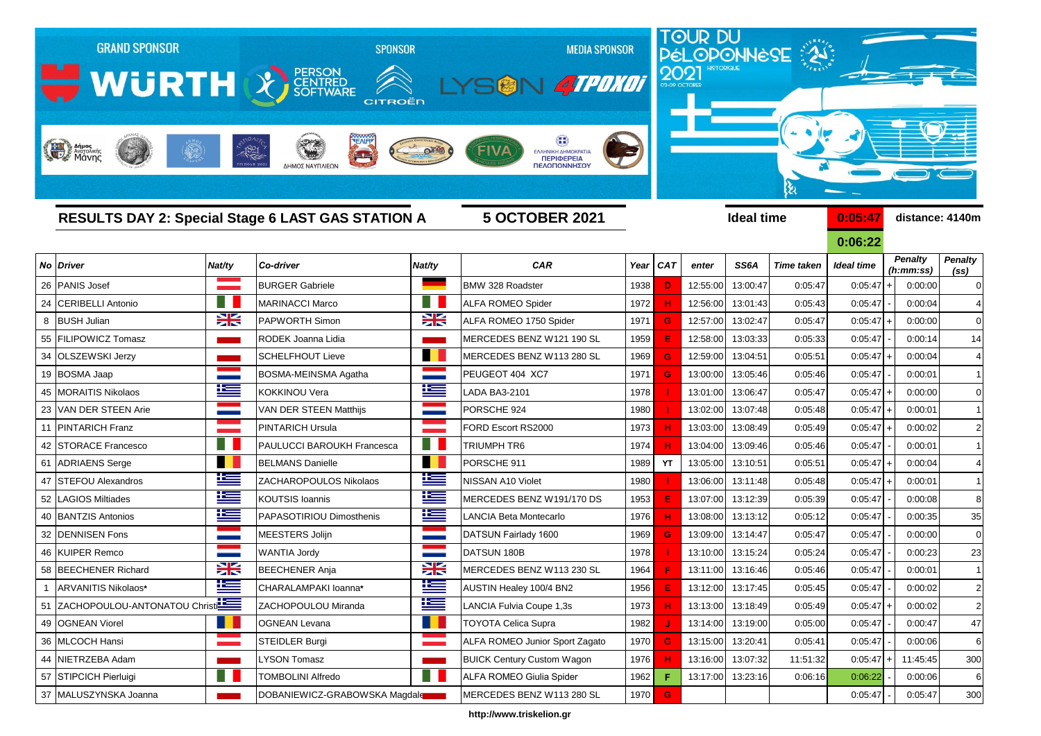GRAND SPONSOR WÜRTH | SPONSOR PERSON CENTRED SOFTWARE, CITROËN | MEDIA SPONSOR LYSON 4TPOXOI

TOUR DU PÉLOPONNÈSE 2021 HISTORIQUE 05-09 OCTOBER

## RESULTS DAY 2: Special Stage 6 LAST GAS STATION A

**5 OCTOBER 2021**

**Ideal time** 0:05:47 **distance: 4140m**

0:06:22

| No | Driver | Nat/ty | Co-driver | Nat/ty | CAR | Year | CAT | enter | SS6A | Time taken | Ideal time | | Penalty (h:mm:ss) | Penalty (ss) |
|---|---|---|---|---|---|---|---|---|---|---|---|---|---|---|
| 26 | PANIS Josef | | BURGER Gabriele | | BMW 328 Roadster | 1938 | D | 12:55:00 | 13:00:47 | 0:05:47 | 0:05:47 | + | 0:00:00 | 0 |
| 24 | CERIBELLI Antonio | | MARINACCI Marco | | ALFA ROMEO Spider | 1972 | H | 12:56:00 | 13:01:43 | 0:05:43 | 0:05:47 | - | 0:00:04 | 4 |
| 8 | BUSH Julian | | PAPWORTH Simon | | ALFA ROMEO 1750 Spider | 1971 | G | 12:57:00 | 13:02:47 | 0:05:47 | 0:05:47 | + | 0:00:00 | 0 |
| 55 | FILIPOWICZ Tomasz | | RODEK Joanna Lidia | | MERCEDES BENZ W121 190 SL | 1959 | E | 12:58:00 | 13:03:33 | 0:05:33 | 0:05:47 | - | 0:00:14 | 14 |
| 34 | OLSZEWSKI Jerzy | | SCHELFHOUT Lieve | | MERCEDES BENZ W113 280 SL | 1969 | G | 12:59:00 | 13:04:51 | 0:05:51 | 0:05:47 | + | 0:00:04 | 4 |
| 19 | BOSMA Jaap | | BOSMA-MEINSMA Agatha | | PEUGEOT 404 XC7 | 1971 | G | 13:00:00 | 13:05:46 | 0:05:46 | 0:05:47 | - | 0:00:01 | 1 |
| 45 | MORAITIS Nikolaos | | KOKKINOU Vera | | LADA BA3-2101 | 1978 | I | 13:01:00 | 13:06:47 | 0:05:47 | 0:05:47 | + | 0:00:00 | 0 |
| 23 | VAN DER STEEN Arie | | VAN DER STEEN Matthijs | | PORSCHE 924 | 1980 | I | 13:02:00 | 13:07:48 | 0:05:48 | 0:05:47 | + | 0:00:01 | 1 |
| 11 | PINTARICH Franz | | PINTARICH Ursula | | FORD Escort RS2000 | 1973 | H | 13:03:00 | 13:08:49 | 0:05:49 | 0:05:47 | + | 0:00:02 | 2 |
| 42 | STORACE Francesco | | PAULUCCI BAROUKH Francesca | | TRIUMPH TR6 | 1974 | H | 13:04:00 | 13:09:46 | 0:05:46 | 0:05:47 | - | 0:00:01 | 1 |
| 61 | ADRIAENS Serge | | BELMANS Danielle | | PORSCHE 911 | 1989 | YT | 13:05:00 | 13:10:51 | 0:05:51 | 0:05:47 | + | 0:00:04 | 4 |
| 47 | STEFOU Alexandros | | ZACHAROPOULOS Nikolaos | | NISSAN A10 Violet | 1980 | I | 13:06:00 | 13:11:48 | 0:05:48 | 0:05:47 | + | 0:00:01 | 1 |
| 52 | LAGIOS Miltiades | | KOUTSIS Ioannis | | MERCEDES BENZ W191/170 DS | 1953 | E | 13:07:00 | 13:12:39 | 0:05:39 | 0:05:47 | - | 0:00:08 | 8 |
| 40 | BANTZIS Antonios | | PAPASOTIRIOU Dimosthenis | | LANCIA Beta Montecarlo | 1976 | H | 13:08:00 | 13:13:12 | 0:05:12 | 0:05:47 | - | 0:00:35 | 35 |
| 32 | DENNISEN Fons | | MEESTERS Jolijn | | DATSUN Fairlady 1600 | 1969 | G | 13:09:00 | 13:14:47 | 0:05:47 | 0:05:47 | - | 0:00:00 | 0 |
| 46 | KUIPER Remco | | WANTIA Jordy | | DATSUN 180B | 1978 | I | 13:10:00 | 13:15:24 | 0:05:24 | 0:05:47 | - | 0:00:23 | 23 |
| 58 | BEECHENER Richard | | BEECHENER Anja | | MERCEDES BENZ W113 230 SL | 1964 | F | 13:11:00 | 13:16:46 | 0:05:46 | 0:05:47 | - | 0:00:01 | 1 |
| 1 | ARVANITIS Nikolaos* | | CHARALAMPAKI Ioanna* | | AUSTIN Healey 100/4 BN2 | 1956 | E | 13:12:00 | 13:17:45 | 0:05:45 | 0:05:47 | - | 0:00:02 | 2 |
| 51 | ZACHOPOULOU-ANTONATOU Christi | | ZACHOPOULOU Miranda | | LANCIA Fulvia Coupe 1,3s | 1973 | H | 13:13:00 | 13:18:49 | 0:05:49 | 0:05:47 | + | 0:00:02 | 2 |
| 49 | OGNEAN Viorel | | OGNEAN Levana | | TOYOTA Celica Supra | 1982 | J | 13:14:00 | 13:19:00 | 0:05:00 | 0:05:47 | - | 0:00:47 | 47 |
| 36 | MLCOCH Hansi | | STEIDLER Burgi | | ALFA ROMEO Junior Sport Zagato | 1970 | G | 13:15:00 | 13:20:41 | 0:05:41 | 0:05:47 | - | 0:00:06 | 6 |
| 44 | NIETRZEBA Adam | | LYSON Tomasz | | BUICK Century Custom Wagon | 1976 | H | 13:16:00 | 13:07:32 | 11:51:32 | 0:05:47 | + | 11:45:45 | 300 |
| 57 | STIPCICH Pierluigi | | TOMBOLINI Alfredo | | ALFA ROMEO Giulia Spider | 1962 | F | 13:17:00 | 13:23:16 | 0:06:16 | 0:06:22 | - | 0:00:06 | 6 |
| 37 | MALUSZYNSKA Joanna | | DOBANIEWICZ-GRABOWSKA Magdale | | MERCEDES BENZ W113 280 SL | 1970 | G | | | | 0:05:47 | - | 0:05:47 | 300 |

http://www.triskelion.gr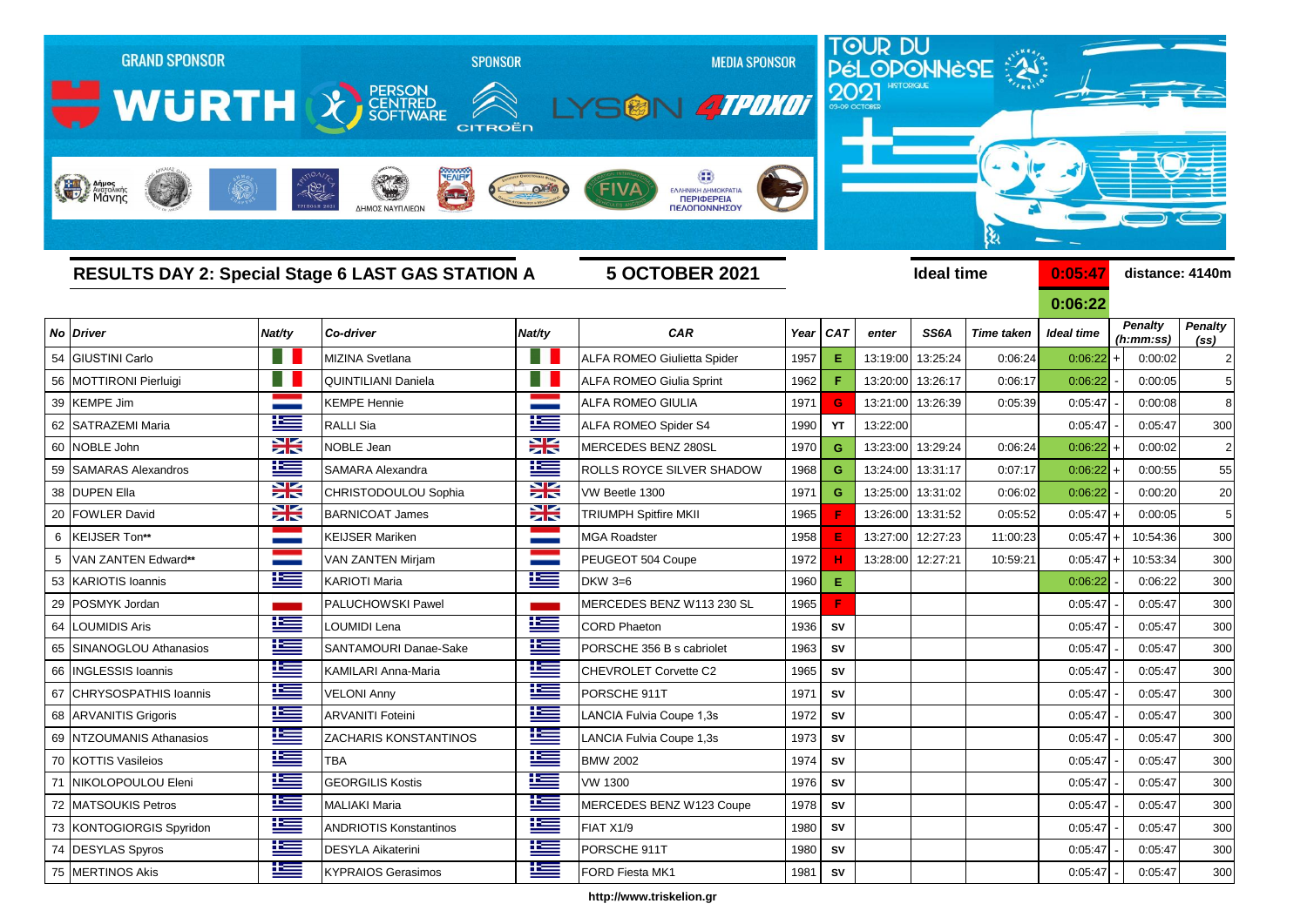GRAND SPONSOR WÜRTH | SPONSOR PERSON CENTRED SOFTWARE CITROËN | MEDIA SPONSOR LYSON 4TPOXOI

TOUR DU PÉLOPONNÈSE 2021 HISTORIQUE 03-09 OCTOBER

## RESULTS DAY 2: Special Stage 6 LAST GAS STATION A

**5 OCTOBER 2021**

**Ideal time** 0:05:47 / 0:06:22 **distance: 4140m**

| No | Driver | Nat/ty | Co-driver | Nat/ty | CAR | Year | CAT | enter | SS6A | Time taken | Ideal time | | Penalty (h:mm:ss) | Penalty (ss) |
|---|---|---|---|---|---|---|---|---|---|---|---|---|---|---|
| 54 | GIUSTINI Carlo | | MIZINA Svetlana | | ALFA ROMEO Giulietta Spider | 1957 | E | 13:19:00 | 13:25:24 | 0:06:24 | 0:06:22 | + | 0:00:02 | 2 |
| 56 | MOTTIRONI Pierluigi | | QUINTILIANI Daniela | | ALFA ROMEO Giulia Sprint | 1962 | F | 13:20:00 | 13:26:17 | 0:06:17 | 0:06:22 | - | 0:00:05 | 5 |
| 39 | KEMPE Jim | | KEMPE Hennie | | ALFA ROMEO GIULIA | 1971 | G | 13:21:00 | 13:26:39 | 0:05:39 | 0:05:47 | - | 0:00:08 | 8 |
| 62 | SATRAZEMI Maria | | RALLI Sia | | ALFA ROMEO Spider S4 | 1990 | YT | 13:22:00 | | | 0:05:47 | - | 0:05:47 | 300 |
| 60 | NOBLE John | | NOBLE Jean | | MERCEDES BENZ 280SL | 1970 | G | 13:23:00 | 13:29:24 | 0:06:24 | 0:06:22 | + | 0:00:02 | 2 |
| 59 | SAMARAS Alexandros | | SAMARA Alexandra | | ROLLS ROYCE SILVER SHADOW | 1968 | G | 13:24:00 | 13:31:17 | 0:07:17 | 0:06:22 | + | 0:00:55 | 55 |
| 38 | DUPEN Ella | | CHRISTODOULOU Sophia | | VW Beetle 1300 | 1971 | G | 13:25:00 | 13:31:02 | 0:06:02 | 0:06:22 | - | 0:00:20 | 20 |
| 20 | FOWLER David | | BARNICOAT James | | TRIUMPH Spitfire MKII | 1965 | F | 13:26:00 | 13:31:52 | 0:05:52 | 0:05:47 | + | 0:00:05 | 5 |
| 6 | KEIJSER Ton** | | KEIJSER Mariken | | MGA Roadster | 1958 | E | 13:27:00 | 12:27:23 | 11:00:23 | 0:05:47 | + | 10:54:36 | 300 |
| 5 | VAN ZANTEN Edward** | | VAN ZANTEN Mirjam | | PEUGEOT 504 Coupe | 1972 | H | 13:28:00 | 12:27:21 | 10:59:21 | 0:05:47 | + | 10:53:34 | 300 |
| 53 | KARIOTIS Ioannis | | KARIOTI Maria | | DKW 3=6 | 1960 | E | | | | 0:06:22 | - | 0:06:22 | 300 |
| 29 | POSMYK Jordan | | PALUCHOWSKI Pawel | | MERCEDES BENZ W113 230 SL | 1965 | F | | | | 0:05:47 | - | 0:05:47 | 300 |
| 64 | LOUMIDIS Aris | | LOUMIDI Lena | | CORD Phaeton | 1936 | SV | | | | 0:05:47 | - | 0:05:47 | 300 |
| 65 | SINANOGLOU Athanasios | | SANTAMOURI Danae-Sake | | PORSCHE 356 B s cabriolet | 1963 | SV | | | | 0:05:47 | - | 0:05:47 | 300 |
| 66 | INGLESSIS Ioannis | | KAMILARI Anna-Maria | | CHEVROLET Corvette C2 | 1965 | SV | | | | 0:05:47 | - | 0:05:47 | 300 |
| 67 | CHRYSOSPATHIS Ioannis | | VELONI Anny | | PORSCHE 911T | 1971 | SV | | | | 0:05:47 | - | 0:05:47 | 300 |
| 68 | ARVANITIS Grigoris | | ARVANITI Foteini | | LANCIA Fulvia Coupe 1,3s | 1972 | SV | | | | 0:05:47 | - | 0:05:47 | 300 |
| 69 | NTZOUMANIS Athanasios | | ZACHARIS KONSTANTINOS | | LANCIA Fulvia Coupe 1,3s | 1973 | SV | | | | 0:05:47 | - | 0:05:47 | 300 |
| 70 | KOTTIS Vasileios | | TBA | | BMW 2002 | 1974 | SV | | | | 0:05:47 | - | 0:05:47 | 300 |
| 71 | NIKOLOPOULOU Eleni | | GEORGILIS Kostis | | VW 1300 | 1976 | SV | | | | 0:05:47 | - | 0:05:47 | 300 |
| 72 | MATSOUKIS Petros | | MALIAKI Maria | | MERCEDES BENZ W123 Coupe | 1978 | SV | | | | 0:05:47 | - | 0:05:47 | 300 |
| 73 | KONTOGIORGIS Spyridon | | ANDRIOTIS Konstantinos | | FIAT X1/9 | 1980 | SV | | | | 0:05:47 | - | 0:05:47 | 300 |
| 74 | DESYLAS Spyros | | DESYLA Aikaterini | | PORSCHE 911T | 1980 | SV | | | | 0:05:47 | - | 0:05:47 | 300 |
| 75 | MERTINOS Akis | | KYPRAIOS Gerasimos | | FORD Fiesta MK1 | 1981 | SV | | | | 0:05:47 | - | 0:05:47 | 300 |

http://www.triskelion.gr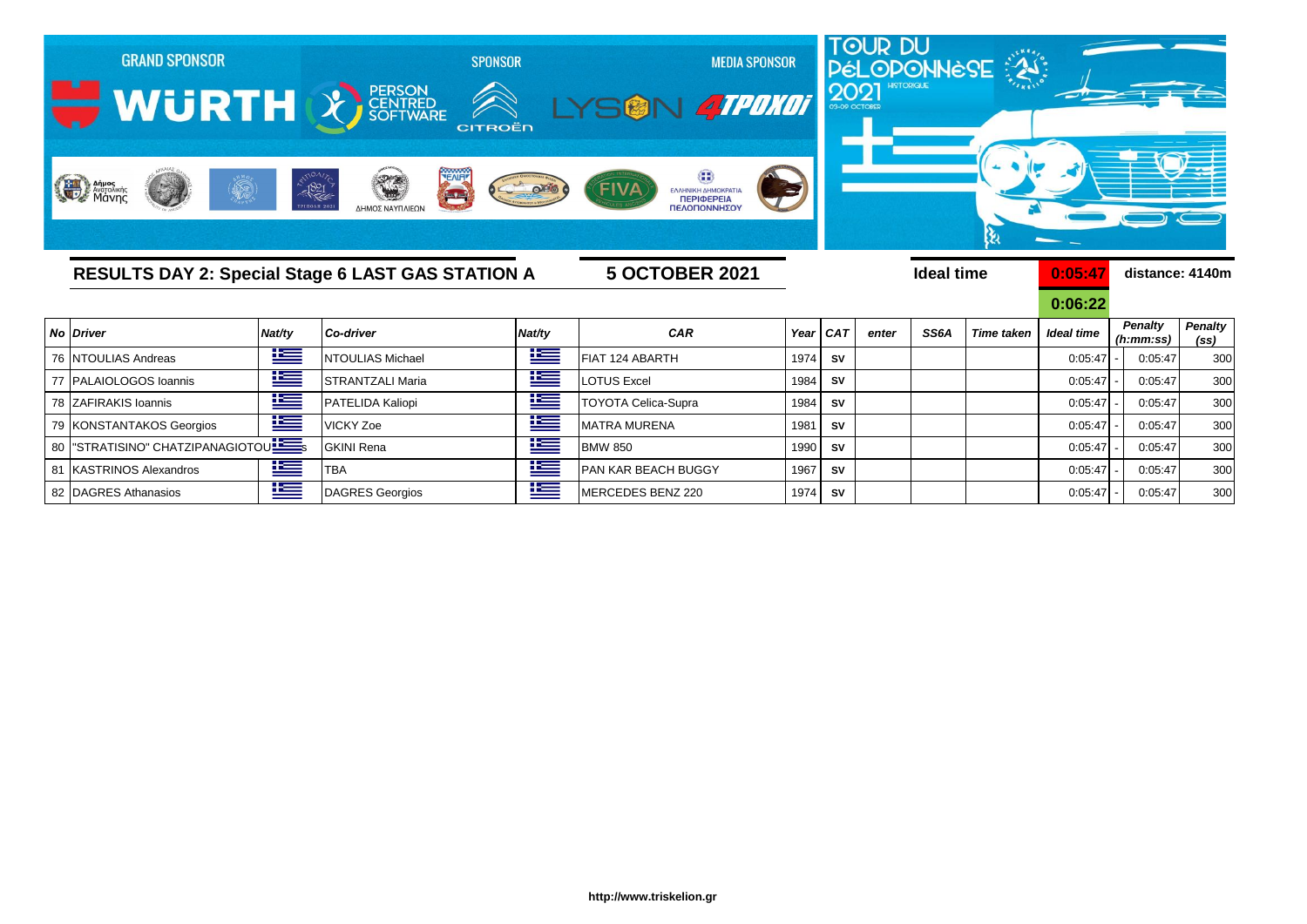GRAND SPONSOR WÜRTH — PERSON CENTRED SOFTWARE — SPONSOR CITROËN — MEDIA SPONSOR LYSON 4TPOXOI

TOUR DU PÉLOPONNÈSE HISTORIQUE 2021 — 05-09 OCTOBER

Δήμος Ανατολικής Μάνης — ΔΗΜΟΣ ΝΑΥΠΛΙΕΩΝ — FIVA — ΕΛΛΗΝΙΚΗ ΔΗΜΟΚΡΑΤΙΑ ΠΕΡΙΦΕΡΕΙΑ ΠΕΛΟΠΟΝΝΗΣΟΥ

## RESULTS DAY 2: Special Stage 6 LAST GAS STATION A

**5 OCTOBER 2021**

**Ideal time** 0:05:47 — 0:06:22 — **distance: 4140m**

| No | Driver | Nat/ty | Co-driver | Nat/ty | CAR | Year | CAT | enter | SS6A | Time taken | Ideal time | | Penalty (h:mm:ss) | Penalty (ss) |
|---|---|---|---|---|---|---|---|---|---|---|---|---|---|---|
| 76 | NTOULIAS Andreas | GR | NTOULIAS Michael | GR | FIAT 124 ABARTH | 1974 | SV | | | | 0:05:47 | - | 0:05:47 | 300 |
| 77 | PALAIOLOGOS Ioannis | GR | STRANTZALI Maria | GR | LOTUS Excel | 1984 | SV | | | | 0:05:47 | - | 0:05:47 | 300 |
| 78 | ZAFIRAKIS Ioannis | GR | PATELIDA Kaliopi | GR | TOYOTA Celica-Supra | 1984 | SV | | | | 0:05:47 | - | 0:05:47 | 300 |
| 79 | KONSTANTAKOS Georgios | GR | VICKY Zoe | GR | MATRA MURENA | 1981 | SV | | | | 0:05:47 | - | 0:05:47 | 300 |
| 80 | "STRATISINO" CHATZIPANAGIOTOU | GR | GKINI Rena | GR | BMW 850 | 1990 | SV | | | | 0:05:47 | - | 0:05:47 | 300 |
| 81 | KASTRINOS Alexandros | GR | TBA | GR | PAN KAR BEACH BUGGY | 1967 | SV | | | | 0:05:47 | - | 0:05:47 | 300 |
| 82 | DAGRES Athanasios | GR | DAGRES Georgios | GR | MERCEDES BENZ 220 | 1974 | SV | | | | 0:05:47 | - | 0:05:47 | 300 |

http://www.triskelion.gr